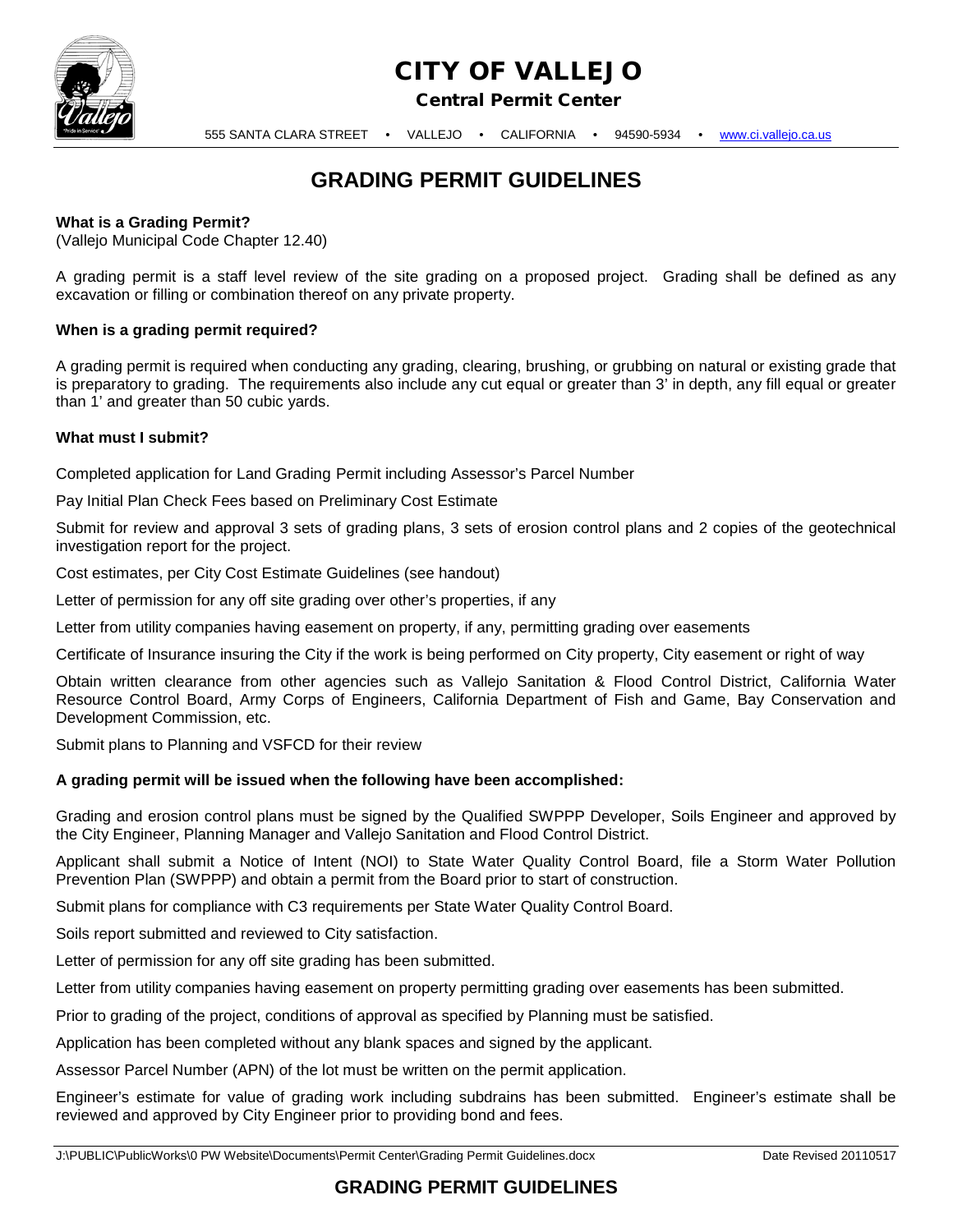# CITY OF VALLEJO

**Central Permit Center**

555 SANTA CLARA STREET • VALLEJO • CALIFORNIA • 94590-5934 • www.ci.vallejo.ca.us

## GRADING PERMIT GUIDELINES

**What is a Grading Permit?**
(Vallejo Municipal Code Chapter 12.40)

A grading permit is a staff level review of the site grading on a proposed project. Grading shall be defined as any excavation or filling or combination thereof on any private property.

**When is a grading permit required?**

A grading permit is required when conducting any grading, clearing, brushing, or grubbing on natural or existing grade that is preparatory to grading. The requirements also include any cut equal or greater than 3' in depth, any fill equal or greater than 1' and greater than 50 cubic yards.

**What must I submit?**

Completed application for Land Grading Permit including Assessor's Parcel Number

Pay Initial Plan Check Fees based on Preliminary Cost Estimate

Submit for review and approval 3 sets of grading plans, 3 sets of erosion control plans and 2 copies of the geotechnical investigation report for the project.

Cost estimates, per City Cost Estimate Guidelines (see handout)

Letter of permission for any off site grading over other's properties, if any

Letter from utility companies having easement on property, if any, permitting grading over easements

Certificate of Insurance insuring the City if the work is being performed on City property, City easement or right of way

Obtain written clearance from other agencies such as Vallejo Sanitation & Flood Control District, California Water Resource Control Board, Army Corps of Engineers, California Department of Fish and Game, Bay Conservation and Development Commission, etc.

Submit plans to Planning and VSFCD for their review

**A grading permit will be issued when the following have been accomplished:**

Grading and erosion control plans must be signed by the Qualified SWPPP Developer, Soils Engineer and approved by the City Engineer, Planning Manager and Vallejo Sanitation and Flood Control District.

Applicant shall submit a Notice of Intent (NOI) to State Water Quality Control Board, file a Storm Water Pollution Prevention Plan (SWPPP) and obtain a permit from the Board prior to start of construction.

Submit plans for compliance with C3 requirements per State Water Quality Control Board.

Soils report submitted and reviewed to City satisfaction.

Letter of permission for any off site grading has been submitted.

Letter from utility companies having easement on property permitting grading over easements has been submitted.

Prior to grading of the project, conditions of approval as specified by Planning must be satisfied.

Application has been completed without any blank spaces and signed by the applicant.

Assessor Parcel Number (APN) of the lot must be written on the permit application.

Engineer's estimate for value of grading work including subdrains has been submitted. Engineer's estimate shall be reviewed and approved by City Engineer prior to providing bond and fees.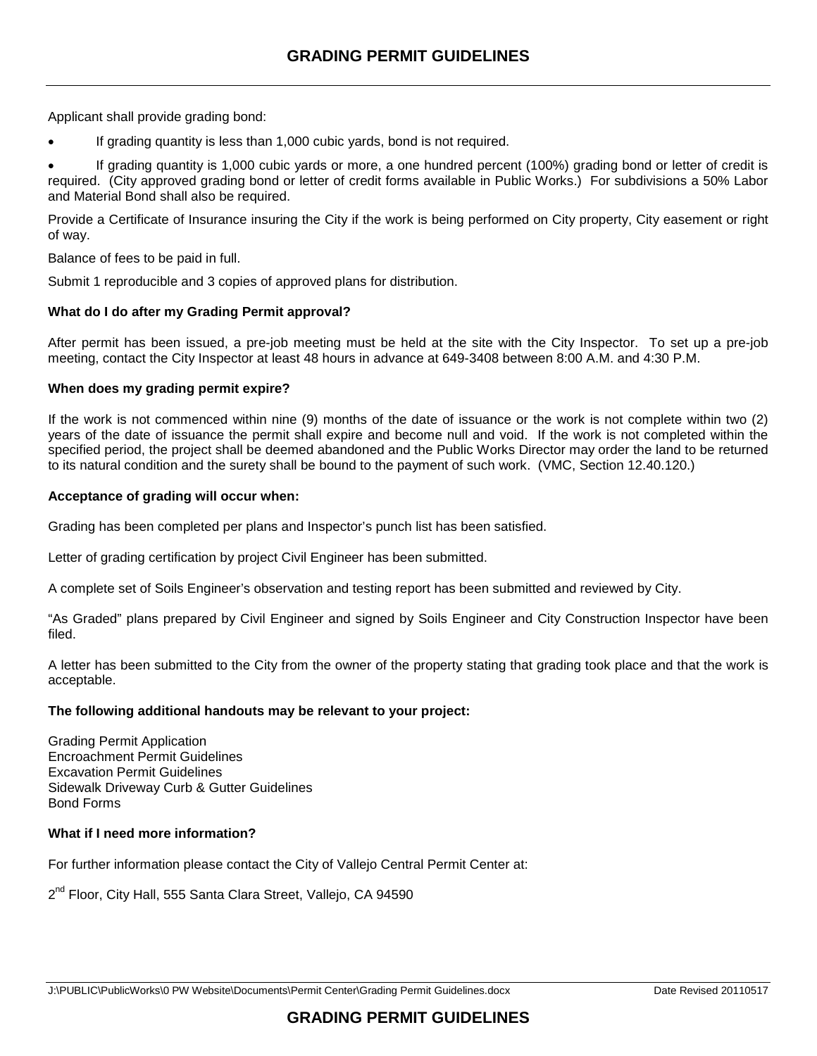Applicant shall provide grading bond:

- If grading quantity is less than 1,000 cubic yards, bond is not required.
- If grading quantity is 1,000 cubic yards or more, a one hundred percent (100%) grading bond or letter of credit is required. (City approved grading bond or letter of credit forms available in Public Works.) For subdivisions a 50% Labor and Material Bond shall also be required.

Provide a Certificate of Insurance insuring the City if the work is being performed on City property, City easement or right of way.

Balance of fees to be paid in full.

Submit 1 reproducible and 3 copies of approved plans for distribution.

**What do I do after my Grading Permit approval?**

After permit has been issued, a pre-job meeting must be held at the site with the City Inspector. To set up a pre-job meeting, contact the City Inspector at least 48 hours in advance at 649-3408 between 8:00 A.M. and 4:30 P.M.

**When does my grading permit expire?**

If the work is not commenced within nine (9) months of the date of issuance or the work is not complete within two (2) years of the date of issuance the permit shall expire and become null and void. If the work is not completed within the specified period, the project shall be deemed abandoned and the Public Works Director may order the land to be returned to its natural condition and the surety shall be bound to the payment of such work. (VMC, Section 12.40.120.)

**Acceptance of grading will occur when:**

Grading has been completed per plans and Inspector's punch list has been satisfied.

Letter of grading certification by project Civil Engineer has been submitted.

A complete set of Soils Engineer's observation and testing report has been submitted and reviewed by City.

"As Graded" plans prepared by Civil Engineer and signed by Soils Engineer and City Construction Inspector have been filed.

A letter has been submitted to the City from the owner of the property stating that grading took place and that the work is acceptable.

**The following additional handouts may be relevant to your project:**

Grading Permit Application
Encroachment Permit Guidelines
Excavation Permit Guidelines
Sidewalk Driveway Curb & Gutter Guidelines
Bond Forms

**What if I need more information?**

For further information please contact the City of Vallejo Central Permit Center at:

2nd Floor, City Hall, 555 Santa Clara Street, Vallejo, CA 94590